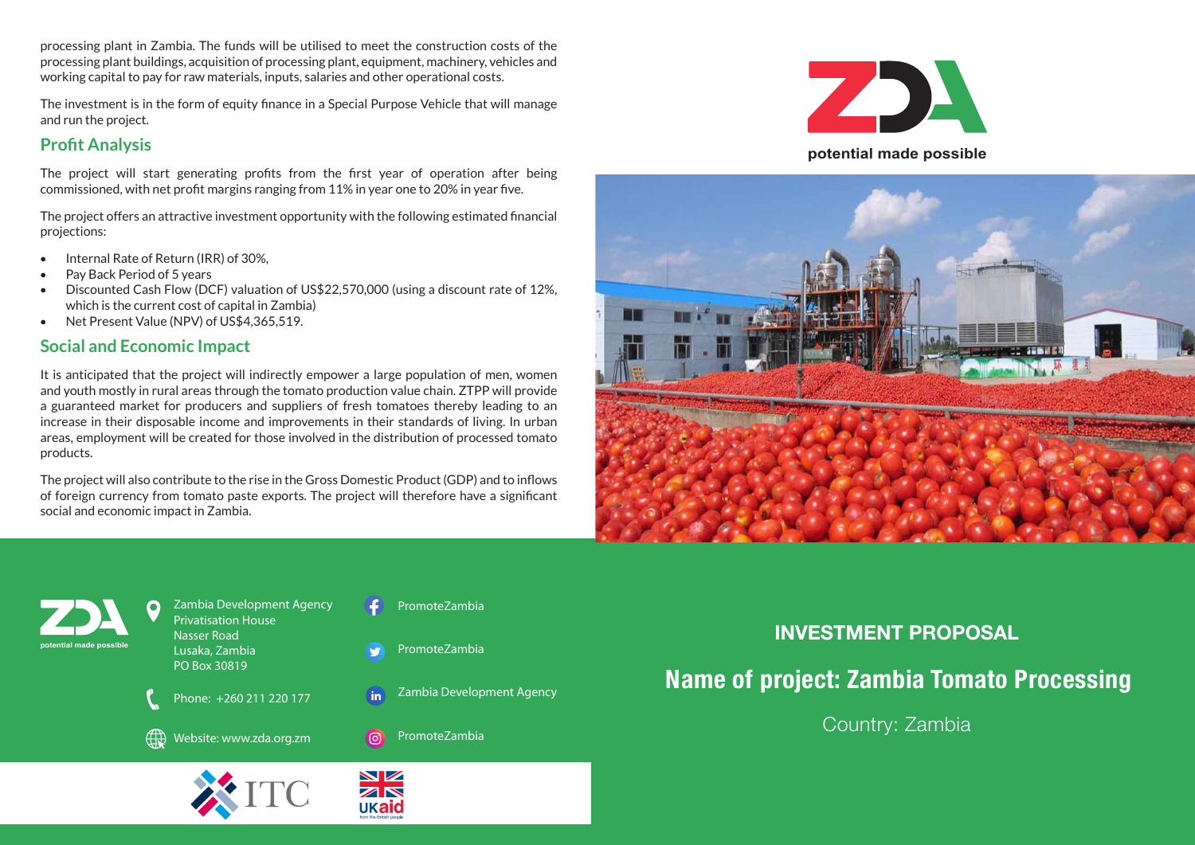processing plant in Zambia. The funds will be utilised to meet the construction costs of the processing plant buildings, acquisition of processing plant, equipment, machinery, vehicles and working capital to pay for raw materials, inputs, salaries and other operational costs.

The investment is in the form of equity finance in a Special Purpose Vehicle that will manage and run the project.

## Profit Analysis

The project will start generating profits from the first year of operation after being commissioned, with net profit margins ranging from 11% in year one to 20% in year five.

The project offers an attractive investment opportunity with the following estimated financial projections:

- Internal Rate of Return (IRR) of 30%,
- Pay Back Period of 5 years
- Discounted Cash Flow (DCF) valuation of US$22,570,000 (using a discount rate of 12%, which is the current cost of capital in Zambia)
- Net Present Value (NPV) of US$4,365,519.

## Social and Economic Impact

It is anticipated that the project will indirectly empower a large population of men, women and youth mostly in rural areas through the tomato production value chain. ZTPP will provide a guaranteed market for producers and suppliers of fresh tomatoes thereby leading to an increase in their disposable income and improvements in their standards of living. In urban areas, employment will be created for those involved in the distribution of processed tomato products.

The project will also contribute to the rise in the Gross Domestic Product (GDP) and to inflows of foreign currency from tomato paste exports. The project will therefore have a significant social and economic impact in Zambia.

ZDA

potential made possible

Zambia Development Agency
Privatisation House
Nasser Road
Lusaka, Zambia
PO Box 30819

Phone: +260 211 220 177

Website: www.zda.org.zm

PromoteZambia

PromoteZambia

Zambia Development Agency

PromoteZambia

ITC

UKaid from the British people

# INVESTMENT PROPOSAL

## Name of project: Zambia Tomato Processing

Country: Zambia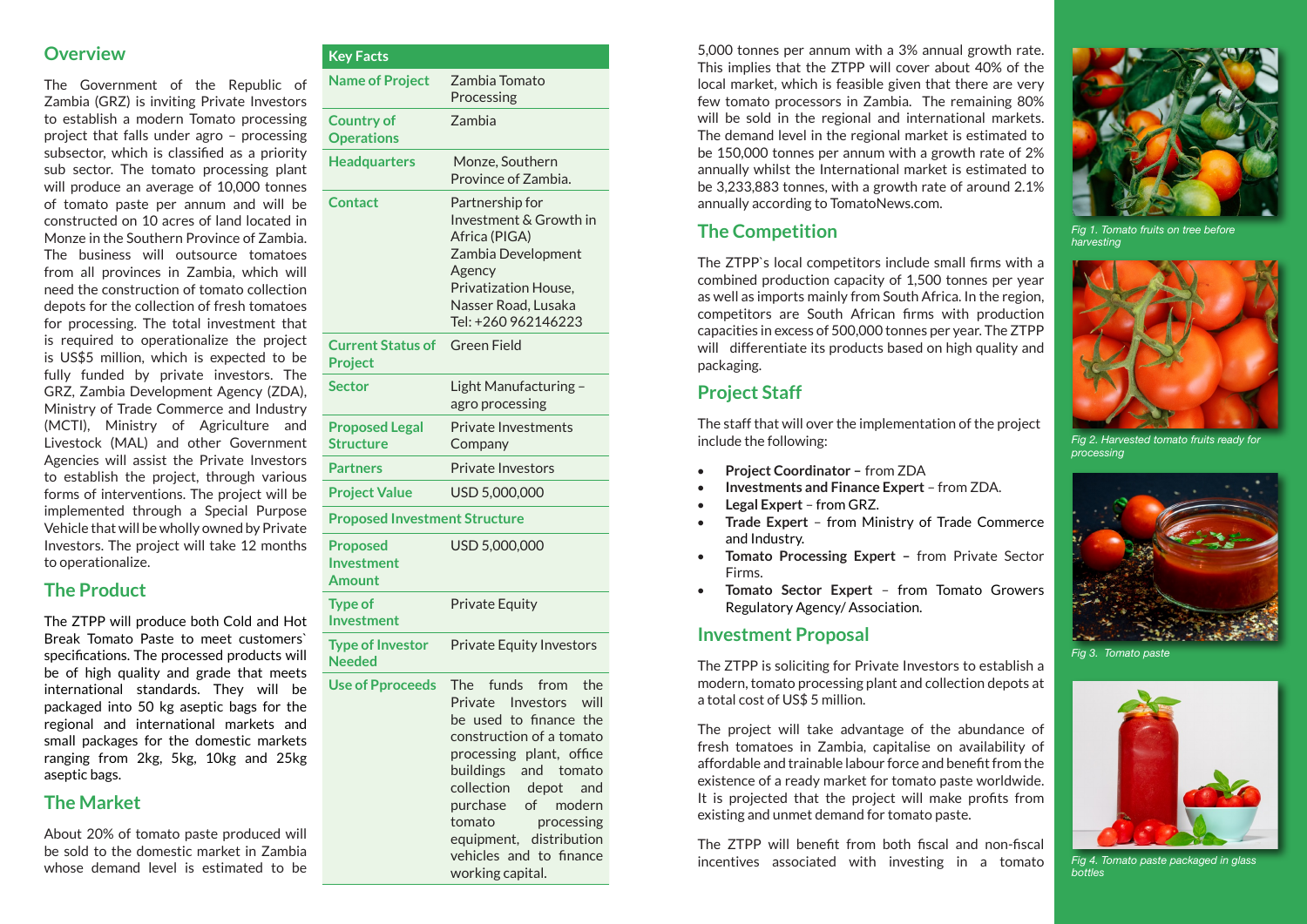## Overview

The Government of the Republic of Zambia (GRZ) is inviting Private Investors to establish a modern Tomato processing project that falls under agro – processing subsector, which is classified as a priority sub sector. The tomato processing plant will produce an average of 10,000 tonnes of tomato paste per annum and will be constructed on 10 acres of land located in Monze in the Southern Province of Zambia. The business will outsource tomatoes from all provinces in Zambia, which will need the construction of tomato collection depots for the collection of fresh tomatoes for processing. The total investment that is required to operationalize the project is US$5 million, which is expected to be fully funded by private investors. The GRZ, Zambia Development Agency (ZDA), Ministry of Trade Commerce and Industry (MCTI), Ministry of Agriculture and Livestock (MAL) and other Government Agencies will assist the Private Investors to establish the project, through various forms of interventions. The project will be implemented through a Special Purpose Vehicle that will be wholly owned by Private Investors. The project will take 12 months to operationalize.

## The Product

The ZTPP will produce both Cold and Hot Break Tomato Paste to meet customers` specifications. The processed products will be of high quality and grade that meets international standards. They will be packaged into 50 kg aseptic bags for the regional and international markets and small packages for the domestic markets ranging from 2kg, 5kg, 10kg and 25kg aseptic bags.

## The Market

About 20% of tomato paste produced will be sold to the domestic market in Zambia whose demand level is estimated to be 5,000 tonnes per annum with a 3% annual growth rate. This implies that the ZTPP will cover about 40% of the local market, which is feasible given that there are very few tomato processors in Zambia. The remaining 80% will be sold in the regional and international markets. The demand level in the regional market is estimated to be 150,000 tonnes per annum with a growth rate of 2% annually whilst the International market is estimated to be 3,233,883 tonnes, with a growth rate of around 2.1% annually according to TomatoNews.com.

| Key Facts | |
|---|---|
| Name of Project | Zambia Tomato Processing |
| Country of Operations | Zambia |
| Headquarters | Monze, Southern Province of Zambia. |
| Contact | Partnership for Investment & Growth in Africa (PIGA)<br>Zambia Development Agency<br>Privatization House, Nasser Road, Lusaka<br>Tel: +260 962146223 |
| Current Status of Project | Green Field |
| Sector | Light Manufacturing – agro processing |
| Proposed Legal Structure | Private Investments Company |
| Partners | Private Investors |
| Project Value | USD 5,000,000 |
| **Proposed Investment Structure** | |
| Proposed Investment Amount | USD 5,000,000 |
| Type of Investment | Private Equity |
| Type of Investor Needed | Private Equity Investors |
| Use of Pproceeds | The funds from the Private Investors will be used to finance the construction of a tomato processing plant, office buildings and tomato collection depot and purchase of modern tomato processing equipment, distribution vehicles and to finance working capital. |

## The Competition

The ZTPP`s local competitors include small firms with a combined production capacity of 1,500 tonnes per year as well as imports mainly from South Africa. In the region, competitors are South African firms with production capacities in excess of 500,000 tonnes per year. The ZTPP will differentiate its products based on high quality and packaging.

## Project Staff

The staff that will over the implementation of the project include the following:

- **Project Coordinator –** from ZDA
- **Investments and Finance Expert** – from ZDA.
- **Legal Expert** – from GRZ.
- **Trade Expert** – from Ministry of Trade Commerce and Industry.
- **Tomato Processing Expert –** from Private Sector Firms.
- **Tomato Sector Expert** – from Tomato Growers Regulatory Agency/ Association.

## Investment Proposal

The ZTPP is soliciting for Private Investors to establish a modern, tomato processing plant and collection depots at a total cost of US$ 5 million.

The project will take advantage of the abundance of fresh tomatoes in Zambia, capitalise on availability of affordable and trainable labour force and benefit from the existence of a ready market for tomato paste worldwide. It is projected that the project will make profits from existing and unmet demand for tomato paste.

The ZTPP will benefit from both fiscal and non-fiscal incentives associated with investing in a tomato

*Fig 1. Tomato fruits on tree before harvesting*

*Fig 2. Harvested tomato fruits ready for processing*

*Fig 3. Tomato paste*

*Fig 4. Tomato paste packaged in glass bottles*